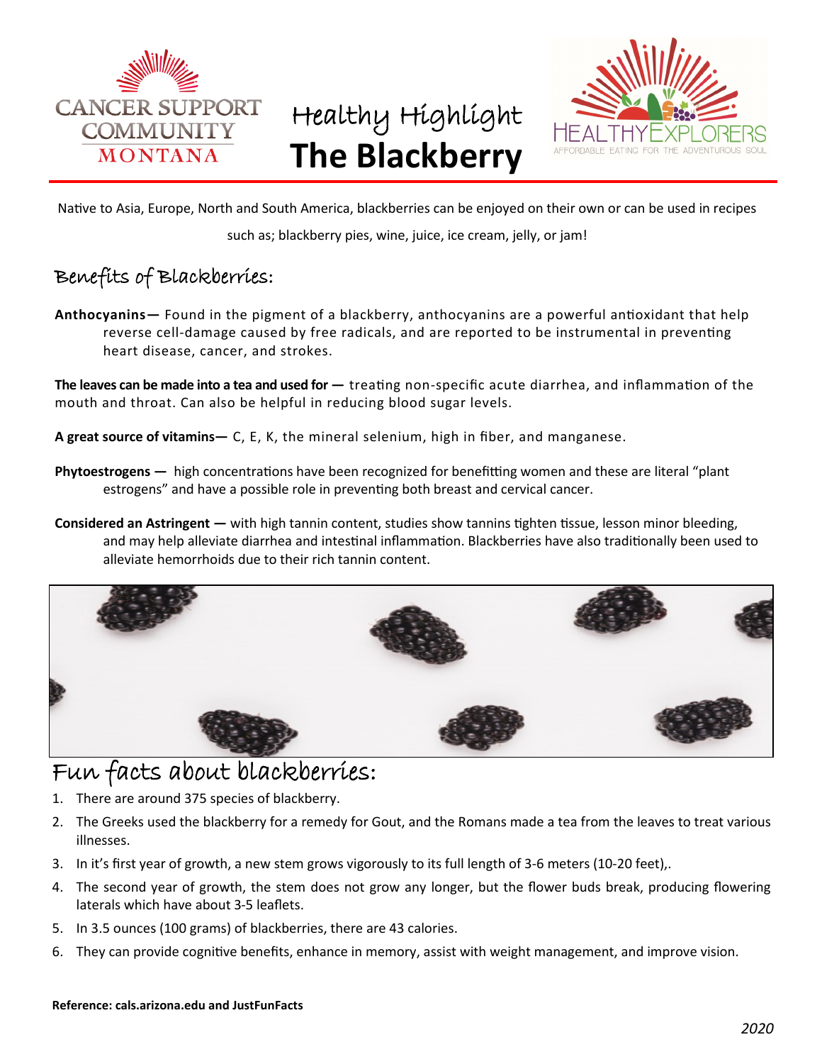CANCER SUPPORT COMMUNITY MONTANA

# Healthy Highlight
# The Blackberry

HEALTHY EXPLORERS — AFFORDABLE EATING FOR THE ADVENTUROUS SOUL

Native to Asia, Europe, North and South America, blackberries can be enjoyed on their own or can be used in recipes such as; blackberry pies, wine, juice, ice cream, jelly, or jam!

## Benefits of Blackberries:

**Anthocyanins—** Found in the pigment of a blackberry, anthocyanins are a powerful antioxidant that help reverse cell-damage caused by free radicals, and are reported to be instrumental in preventing heart disease, cancer, and strokes.

**The leaves can be made into a tea and used for —** treating non-specific acute diarrhea, and inflammation of the mouth and throat. Can also be helpful in reducing blood sugar levels.

**A great source of vitamins—** C, E, K, the mineral selenium, high in fiber, and manganese.

**Phytoestrogens —** high concentrations have been recognized for benefitting women and these are literal "plant estrogens" and have a possible role in preventing both breast and cervical cancer.

**Considered an Astringent —** with high tannin content, studies show tannins tighten tissue, lesson minor bleeding, and may help alleviate diarrhea and intestinal inflammation. Blackberries have also traditionally been used to alleviate hemorrhoids due to their rich tannin content.

## Fun facts about blackberries:

1. There are around 375 species of blackberry.
2. The Greeks used the blackberry for a remedy for Gout, and the Romans made a tea from the leaves to treat various illnesses.
3. In it's first year of growth, a new stem grows vigorously to its full length of 3-6 meters (10-20 feet),.
4. The second year of growth, the stem does not grow any longer, but the flower buds break, producing flowering laterals which have about 3-5 leaflets.
5. In 3.5 ounces (100 grams) of blackberries, there are 43 calories.
6. They can provide cognitive benefits, enhance in memory, assist with weight management, and improve vision.

**Reference: cals.arizona.edu and JustFunFacts**

*2020*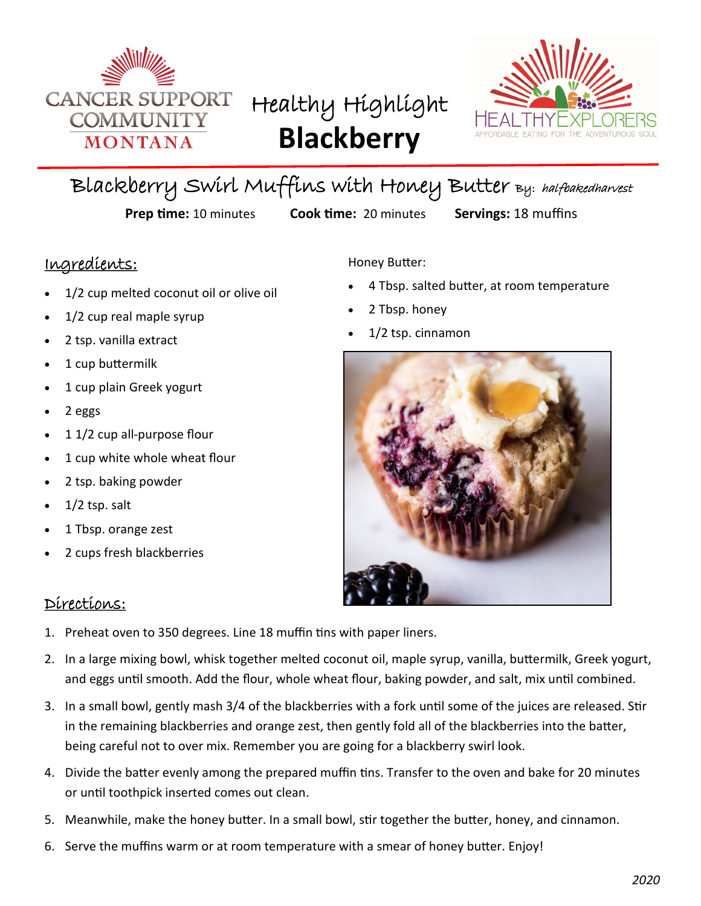CANCER SUPPORT COMMUNITY MONTANA

# Healthy Highlight
# **Blackberry**

HEALTHY EXPLORERS
AFFORDABLE EATING FOR THE ADVENTUROUS SOUL

## Blackberry Swirl Muffins with Honey Butter By: *halfbakedharvest*

**Prep time:** 10 minutes **Cook time:** 20 minutes **Servings:** 18 muffins

### Ingredients:

- 1/2 cup melted coconut oil or olive oil
- 1/2 cup real maple syrup
- 2 tsp. vanilla extract
- 1 cup buttermilk
- 1 cup plain Greek yogurt
- 2 eggs
- 1 1/2 cup all-purpose flour
- 1 cup white whole wheat flour
- 2 tsp. baking powder
- 1/2 tsp. salt
- 1 Tbsp. orange zest
- 2 cups fresh blackberries

Honey Butter:

- 4 Tbsp. salted butter, at room temperature
- 2 Tbsp. honey
- 1/2 tsp. cinnamon

### Directions:

1. Preheat oven to 350 degrees. Line 18 muffin tins with paper liners.
2. In a large mixing bowl, whisk together melted coconut oil, maple syrup, vanilla, buttermilk, Greek yogurt, and eggs until smooth. Add the flour, whole wheat flour, baking powder, and salt, mix until combined.
3. In a small bowl, gently mash 3/4 of the blackberries with a fork until some of the juices are released. Stir in the remaining blackberries and orange zest, then gently fold all of the blackberries into the batter, being careful not to over mix. Remember you are going for a blackberry swirl look.
4. Divide the batter evenly among the prepared muffin tins. Transfer to the oven and bake for 20 minutes or until toothpick inserted comes out clean.
5. Meanwhile, make the honey butter. In a small bowl, stir together the butter, honey, and cinnamon.
6. Serve the muffins warm or at room temperature with a smear of honey butter. Enjoy!

*2020*